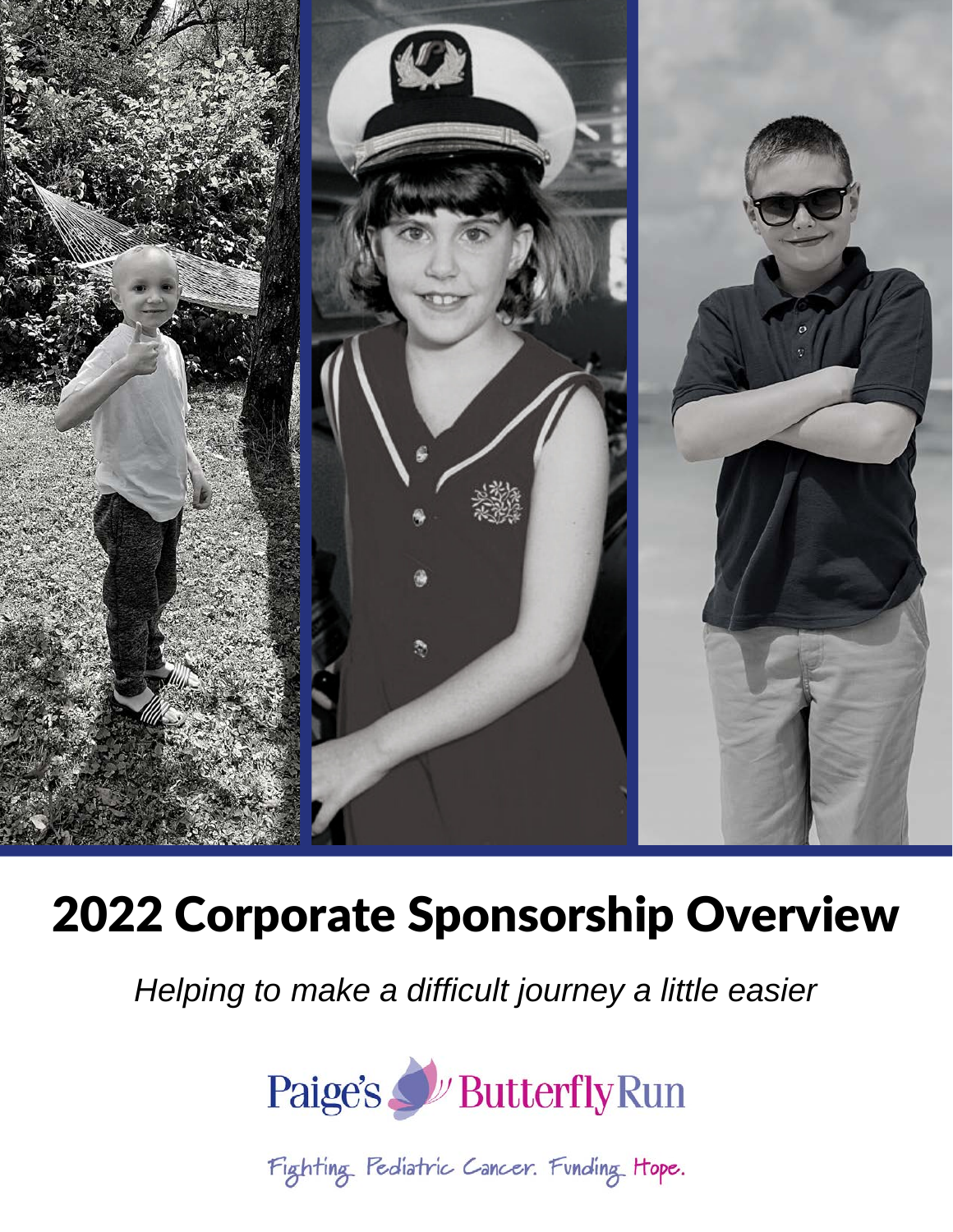# 2022 Corporate Sponsorship Overview

*Helping to make a difficult journey a little easier*

Paige's Butterfly Run

Fighting Pediatric Cancer. Funding Hope.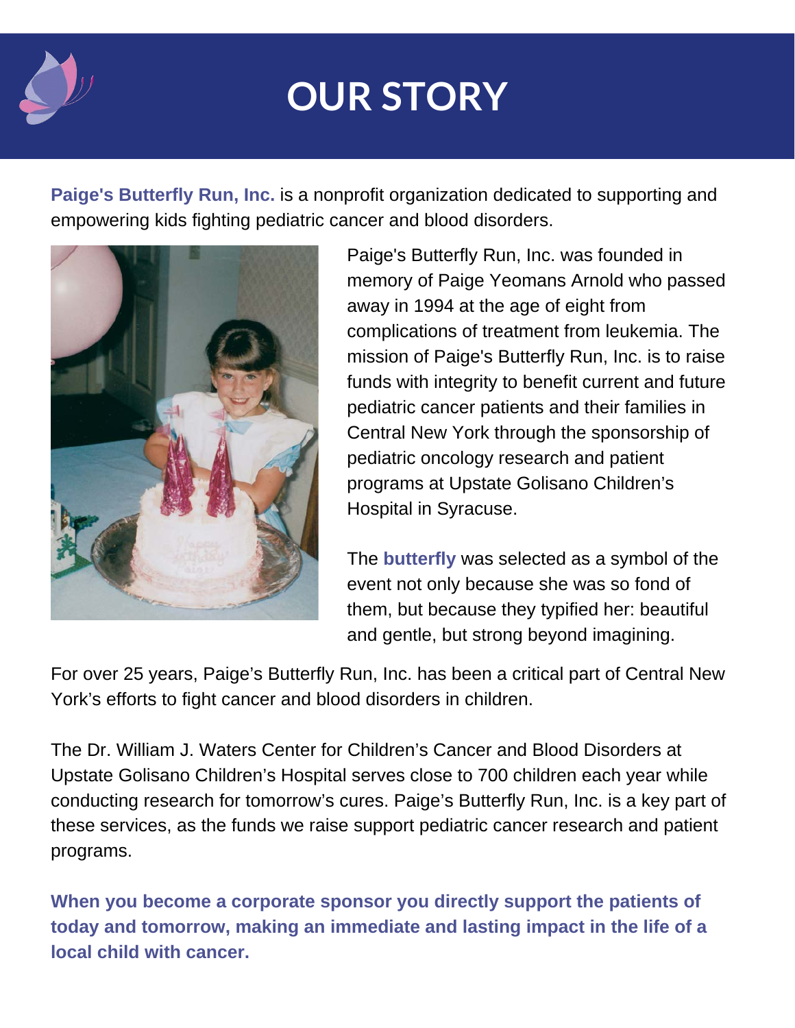# OUR STORY

**Paige's Butterfly Run, Inc.** is a nonprofit organization dedicated to supporting and empowering kids fighting pediatric cancer and blood disorders.

Paige's Butterfly Run, Inc. was founded in memory of Paige Yeomans Arnold who passed away in 1994 at the age of eight from complications of treatment from leukemia. The mission of Paige's Butterfly Run, Inc. is to raise funds with integrity to benefit current and future pediatric cancer patients and their families in Central New York through the sponsorship of pediatric oncology research and patient programs at Upstate Golisano Children's Hospital in Syracuse.

The **butterfly** was selected as a symbol of the event not only because she was so fond of them, but because they typified her: beautiful and gentle, but strong beyond imagining.

For over 25 years, Paige's Butterfly Run, Inc. has been a critical part of Central New York's efforts to fight cancer and blood disorders in children.

The Dr. William J. Waters Center for Children's Cancer and Blood Disorders at Upstate Golisano Children's Hospital serves close to 700 children each year while conducting research for tomorrow's cures. Paige's Butterfly Run, Inc. is a key part of these services, as the funds we raise support pediatric cancer research and patient programs.

**When you become a corporate sponsor you directly support the patients of today and tomorrow, making an immediate and lasting impact in the life of a local child with cancer.**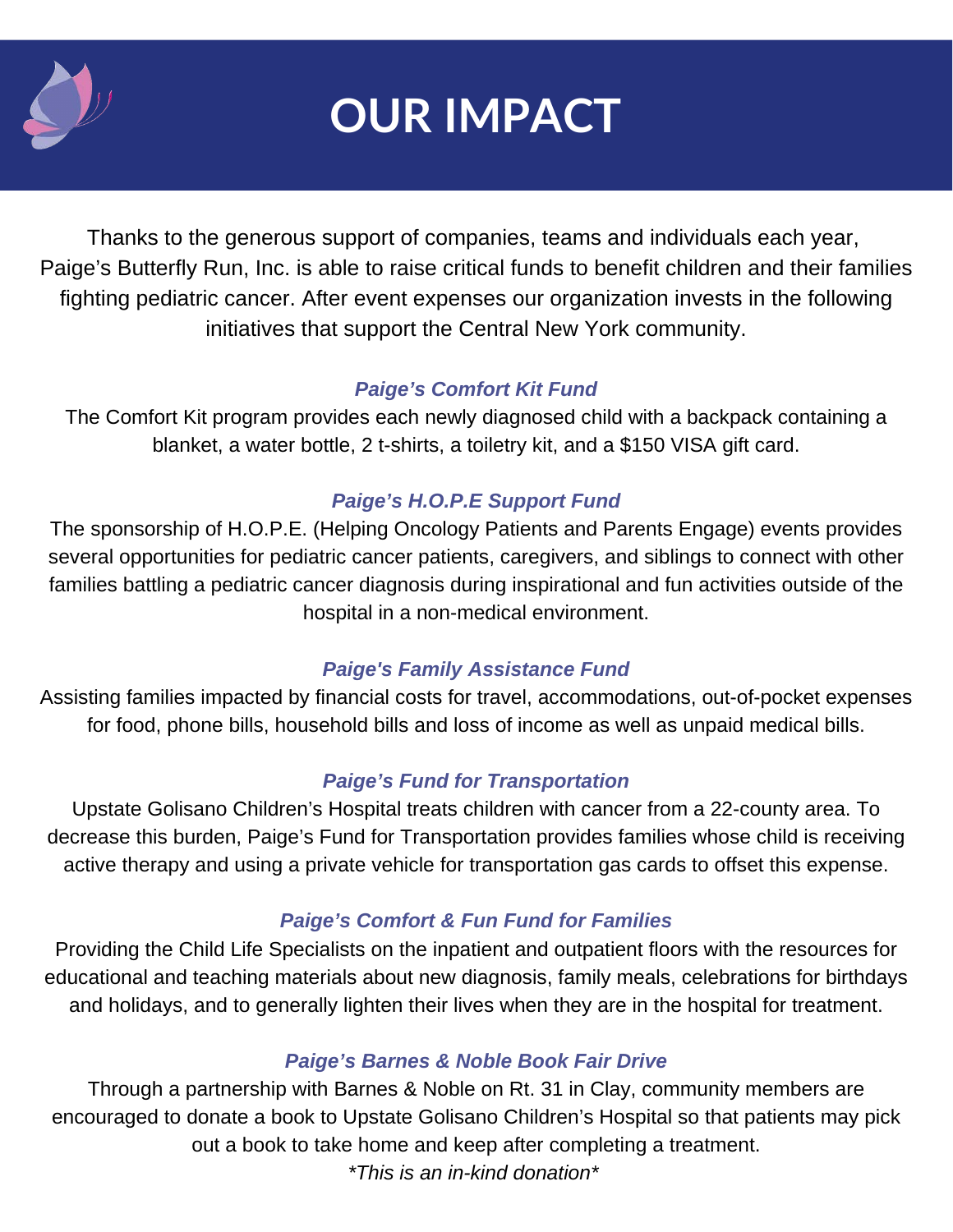# OUR IMPACT

Thanks to the generous support of companies, teams and individuals each year, Paige's Butterfly Run, Inc. is able to raise critical funds to benefit children and their families fighting pediatric cancer. After event expenses our organization invests in the following initiatives that support the Central New York community.

### *Paige's Comfort Kit Fund*

The Comfort Kit program provides each newly diagnosed child with a backpack containing a blanket, a water bottle, 2 t-shirts, a toiletry kit, and a $150 VISA gift card.

### *Paige's H.O.P.E Support Fund*

The sponsorship of H.O.P.E. (Helping Oncology Patients and Parents Engage) events provides several opportunities for pediatric cancer patients, caregivers, and siblings to connect with other families battling a pediatric cancer diagnosis during inspirational and fun activities outside of the hospital in a non-medical environment.

### *Paige's Family Assistance Fund*

Assisting families impacted by financial costs for travel, accommodations, out-of-pocket expenses for food, phone bills, household bills and loss of income as well as unpaid medical bills.

### *Paige's Fund for Transportation*

Upstate Golisano Children's Hospital treats children with cancer from a 22-county area. To decrease this burden, Paige's Fund for Transportation provides families whose child is receiving active therapy and using a private vehicle for transportation gas cards to offset this expense.

### *Paige's Comfort & Fun Fund for Families*

Providing the Child Life Specialists on the inpatient and outpatient floors with the resources for educational and teaching materials about new diagnosis, family meals, celebrations for birthdays and holidays, and to generally lighten their lives when they are in the hospital for treatment.

### *Paige's Barnes & Noble Book Fair Drive*

Through a partnership with Barnes & Noble on Rt. 31 in Clay, community members are encouraged to donate a book to Upstate Golisano Children's Hospital so that patients may pick out a book to take home and keep after completing a treatment.

*\*This is an in-kind donation\**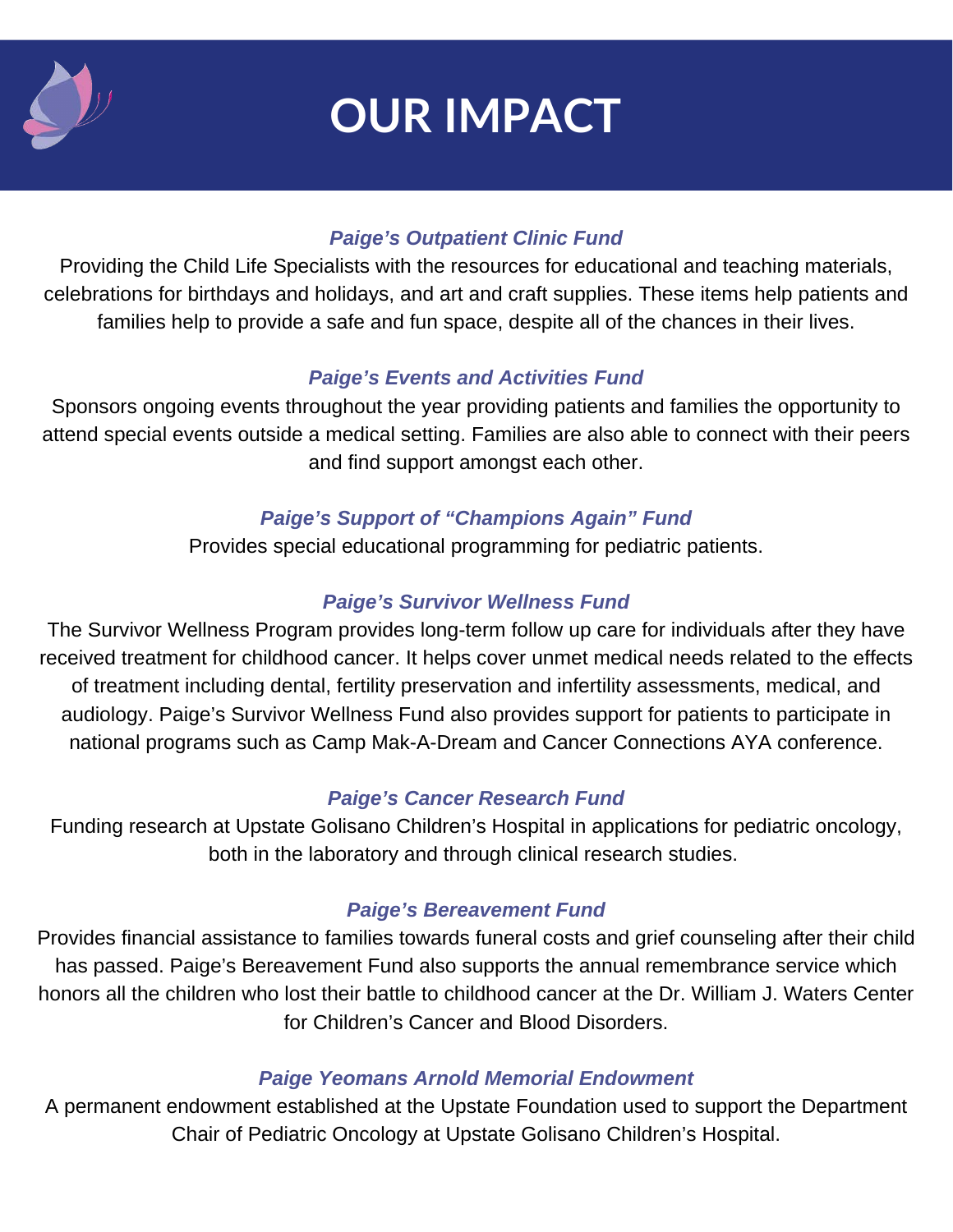# OUR IMPACT

### *Paige's Outpatient Clinic Fund*

Providing the Child Life Specialists with the resources for educational and teaching materials, celebrations for birthdays and holidays, and art and craft supplies. These items help patients and families help to provide a safe and fun space, despite all of the chances in their lives.

### *Paige's Events and Activities Fund*

Sponsors ongoing events throughout the year providing patients and families the opportunity to attend special events outside a medical setting. Families are also able to connect with their peers and find support amongst each other.

### *Paige's Support of "Champions Again" Fund*

Provides special educational programming for pediatric patients.

### *Paige's Survivor Wellness Fund*

The Survivor Wellness Program provides long-term follow up care for individuals after they have received treatment for childhood cancer. It helps cover unmet medical needs related to the effects of treatment including dental, fertility preservation and infertility assessments, medical, and audiology. Paige's Survivor Wellness Fund also provides support for patients to participate in national programs such as Camp Mak-A-Dream and Cancer Connections AYA conference.

### *Paige's Cancer Research Fund*

Funding research at Upstate Golisano Children's Hospital in applications for pediatric oncology, both in the laboratory and through clinical research studies.

### *Paige's Bereavement Fund*

Provides financial assistance to families towards funeral costs and grief counseling after their child has passed. Paige's Bereavement Fund also supports the annual remembrance service which honors all the children who lost their battle to childhood cancer at the Dr. William J. Waters Center for Children's Cancer and Blood Disorders.

### *Paige Yeomans Arnold Memorial Endowment*

A permanent endowment established at the Upstate Foundation used to support the Department Chair of Pediatric Oncology at Upstate Golisano Children's Hospital.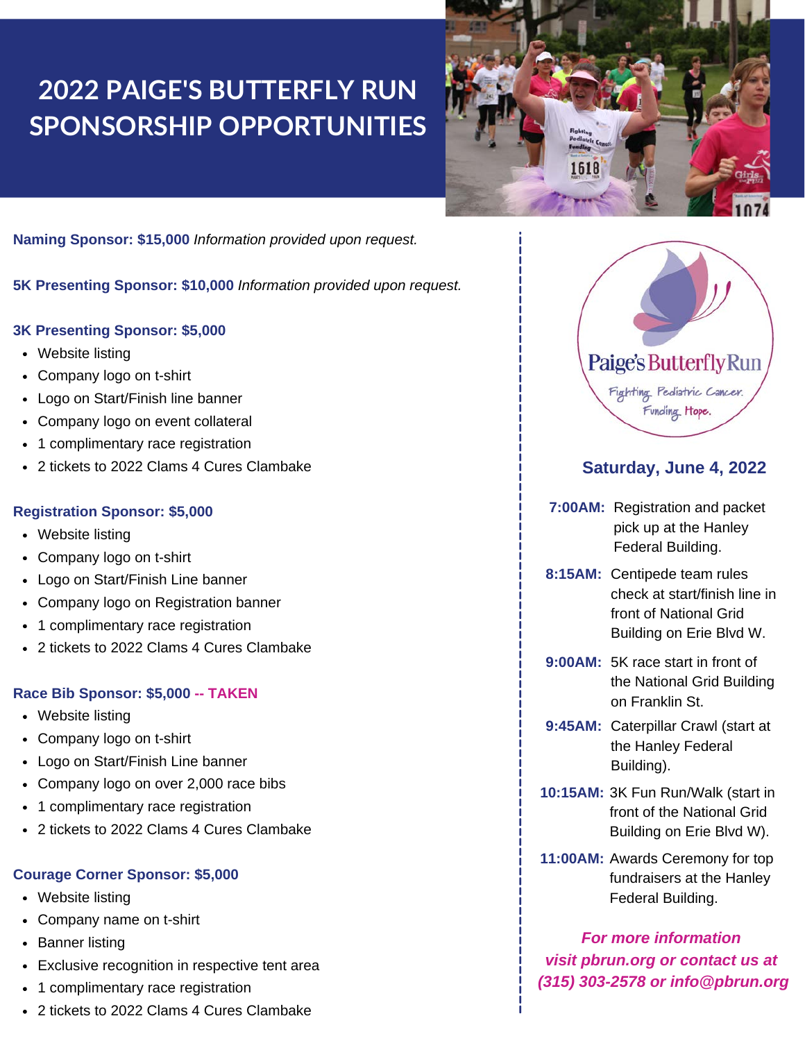# 2022 PAIGE'S BUTTERFLY RUN SPONSORSHIP OPPORTUNITIES

**Naming Sponsor: $15,000** *Information provided upon request.*

**5K Presenting Sponsor: $10,000** *Information provided upon request.*

**3K Presenting Sponsor: $5,000**

- Website listing
- Company logo on t-shirt
- Logo on Start/Finish line banner
- Company logo on event collateral
- 1 complimentary race registration
- 2 tickets to 2022 Clams 4 Cures Clambake

**Registration Sponsor: $5,000**

- Website listing
- Company logo on t-shirt
- Logo on Start/Finish Line banner
- Company logo on Registration banner
- 1 complimentary race registration
- 2 tickets to 2022 Clams 4 Cures Clambake

**Race Bib Sponsor: $5,000 -- TAKEN**

- Website listing
- Company logo on t-shirt
- Logo on Start/Finish Line banner
- Company logo on over 2,000 race bibs
- 1 complimentary race registration
- 2 tickets to 2022 Clams 4 Cures Clambake

**Courage Corner Sponsor: $5,000**

- Website listing
- Company name on t-shirt
- Banner listing
- Exclusive recognition in respective tent area
- 1 complimentary race registration
- 2 tickets to 2022 Clams 4 Cures Clambake

Paige's Butterfly Run

Fighting Pediatric Cancer. Funding Hope.

**Saturday, June 4, 2022**

**7:00AM:** Registration and packet pick up at the Hanley Federal Building.

**8:15AM:** Centipede team rules check at start/finish line in front of National Grid Building on Erie Blvd W.

**9:00AM:** 5K race start in front of the National Grid Building on Franklin St.

**9:45AM:** Caterpillar Crawl (start at the Hanley Federal Building).

**10:15AM:** 3K Fun Run/Walk (start in front of the National Grid Building on Erie Blvd W).

**11:00AM:** Awards Ceremony for top fundraisers at the Hanley Federal Building.

***For more information visit pbrun.org or contact us at (315) 303-2578 or info@pbrun.org***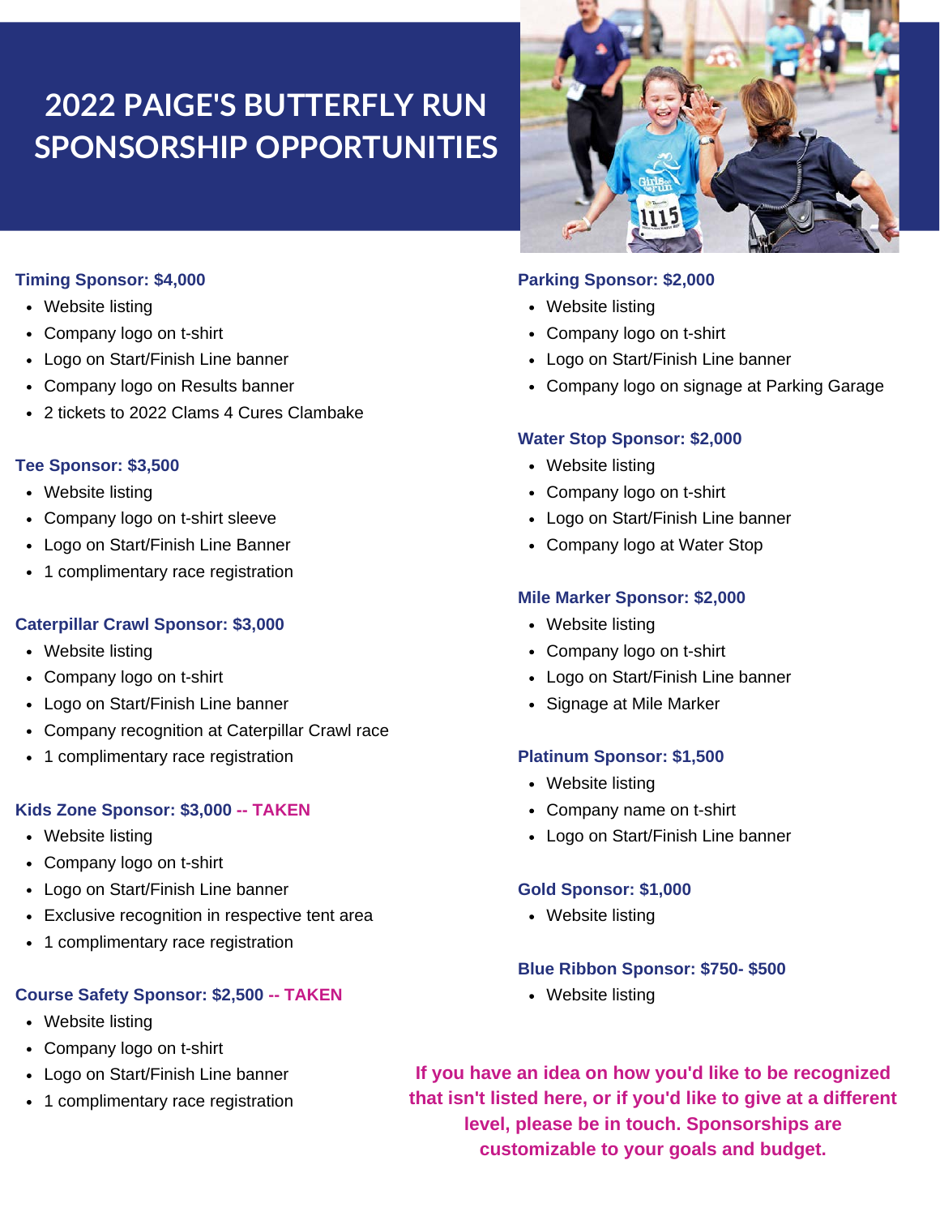# 2022 PAIGE'S BUTTERFLY RUN SPONSORSHIP OPPORTUNITIES

**Timing Sponsor: $4,000**

- Website listing
- Company logo on t-shirt
- Logo on Start/Finish Line banner
- Company logo on Results banner
- 2 tickets to 2022 Clams 4 Cures Clambake

**Tee Sponsor: $3,500**

- Website listing
- Company logo on t-shirt sleeve
- Logo on Start/Finish Line Banner
- 1 complimentary race registration

**Caterpillar Crawl Sponsor: $3,000**

- Website listing
- Company logo on t-shirt
- Logo on Start/Finish Line banner
- Company recognition at Caterpillar Crawl race
- 1 complimentary race registration

**Kids Zone Sponsor: $3,000 -- TAKEN**

- Website listing
- Company logo on t-shirt
- Logo on Start/Finish Line banner
- Exclusive recognition in respective tent area
- 1 complimentary race registration

**Course Safety Sponsor: $2,500 -- TAKEN**

- Website listing
- Company logo on t-shirt
- Logo on Start/Finish Line banner
- 1 complimentary race registration

**Parking Sponsor: $2,000**

- Website listing
- Company logo on t-shirt
- Logo on Start/Finish Line banner
- Company logo on signage at Parking Garage

**Water Stop Sponsor: $2,000**

- Website listing
- Company logo on t-shirt
- Logo on Start/Finish Line banner
- Company logo at Water Stop

**Mile Marker Sponsor: $2,000**

- Website listing
- Company logo on t-shirt
- Logo on Start/Finish Line banner
- Signage at Mile Marker

**Platinum Sponsor: $1,500**

- Website listing
- Company name on t-shirt
- Logo on Start/Finish Line banner

**Gold Sponsor: $1,000**

- Website listing

**Blue Ribbon Sponsor: $750- $500**

- Website listing

**If you have an idea on how you'd like to be recognized that isn't listed here, or if you'd like to give at a different level, please be in touch. Sponsorships are customizable to your goals and budget.**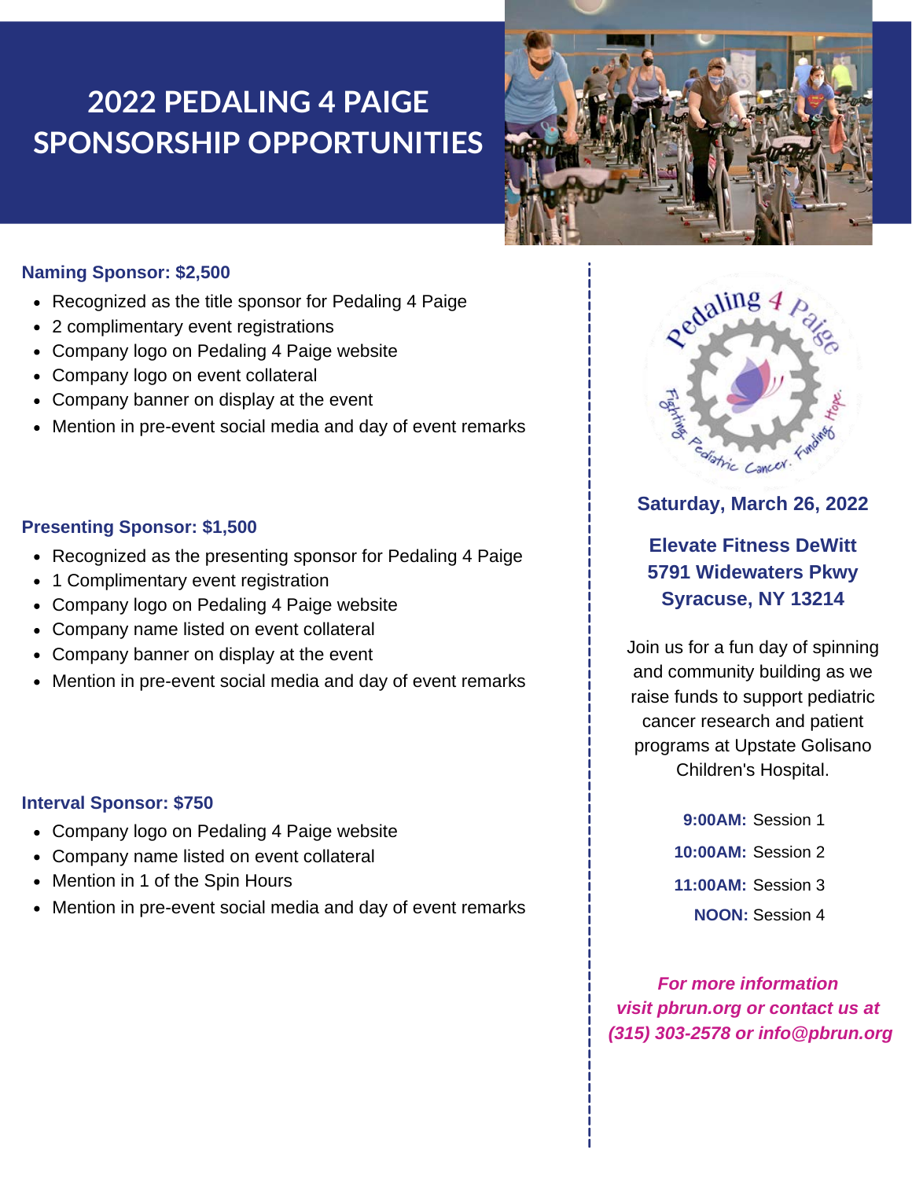# 2022 PEDALING 4 PAIGE SPONSORSHIP OPPORTUNITIES

**Naming Sponsor: $2,500**

- Recognized as the title sponsor for Pedaling 4 Paige
- 2 complimentary event registrations
- Company logo on Pedaling 4 Paige website
- Company logo on event collateral
- Company banner on display at the event
- Mention in pre-event social media and day of event remarks

**Presenting Sponsor: $1,500**

- Recognized as the presenting sponsor for Pedaling 4 Paige
- 1 Complimentary event registration
- Company logo on Pedaling 4 Paige website
- Company name listed on event collateral
- Company banner on display at the event
- Mention in pre-event social media and day of event remarks

**Interval Sponsor: $750**

- Company logo on Pedaling 4 Paige website
- Company name listed on event collateral
- Mention in 1 of the Spin Hours
- Mention in pre-event social media and day of event remarks

Pedaling 4 Paige

Fighting Pediatric Cancer. Funding Hope.

**Saturday, March 26, 2022**

**Elevate Fitness DeWitt**
**5791 Widewaters Pkwy**
**Syracuse, NY 13214**

Join us for a fun day of spinning and community building as we raise funds to support pediatric cancer research and patient programs at Upstate Golisano Children's Hospital.

**9:00AM:** Session 1
**10:00AM:** Session 2
**11:00AM:** Session 3
**NOON:** Session 4

***For more information visit pbrun.org or contact us at (315) 303-2578 or info@pbrun.org***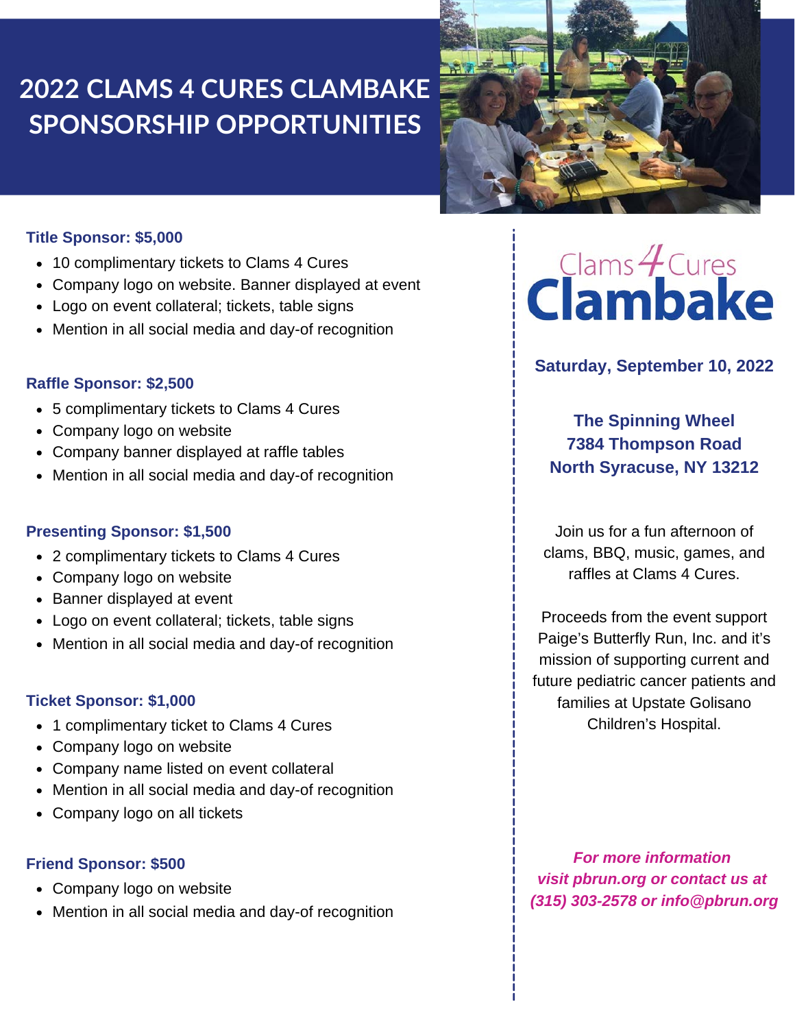# 2022 CLAMS 4 CURES CLAMBAKE SPONSORSHIP OPPORTUNITIES

### Title Sponsor: $5,000

- 10 complimentary tickets to Clams 4 Cures
- Company logo on website. Banner displayed at event
- Logo on event collateral; tickets, table signs
- Mention in all social media and day-of recognition

### Raffle Sponsor: $2,500

- 5 complimentary tickets to Clams 4 Cures
- Company logo on website
- Company banner displayed at raffle tables
- Mention in all social media and day-of recognition

### Presenting Sponsor: $1,500

- 2 complimentary tickets to Clams 4 Cures
- Company logo on website
- Banner displayed at event
- Logo on event collateral; tickets, table signs
- Mention in all social media and day-of recognition

### Ticket Sponsor: $1,000

- 1 complimentary ticket to Clams 4 Cures
- Company logo on website
- Company name listed on event collateral
- Mention in all social media and day-of recognition
- Company logo on all tickets

### Friend Sponsor: $500

- Company logo on website
- Mention in all social media and day-of recognition

## Clams 4 Cures Clambake

**Saturday, September 10, 2022**

**The Spinning Wheel**
**7384 Thompson Road**
**North Syracuse, NY 13212**

Join us for a fun afternoon of clams, BBQ, music, games, and raffles at Clams 4 Cures.

Proceeds from the event support Paige's Butterfly Run, Inc. and it's mission of supporting current and future pediatric cancer patients and families at Upstate Golisano Children's Hospital.

***For more information visit pbrun.org or contact us at (315) 303-2578 or info@pbrun.org***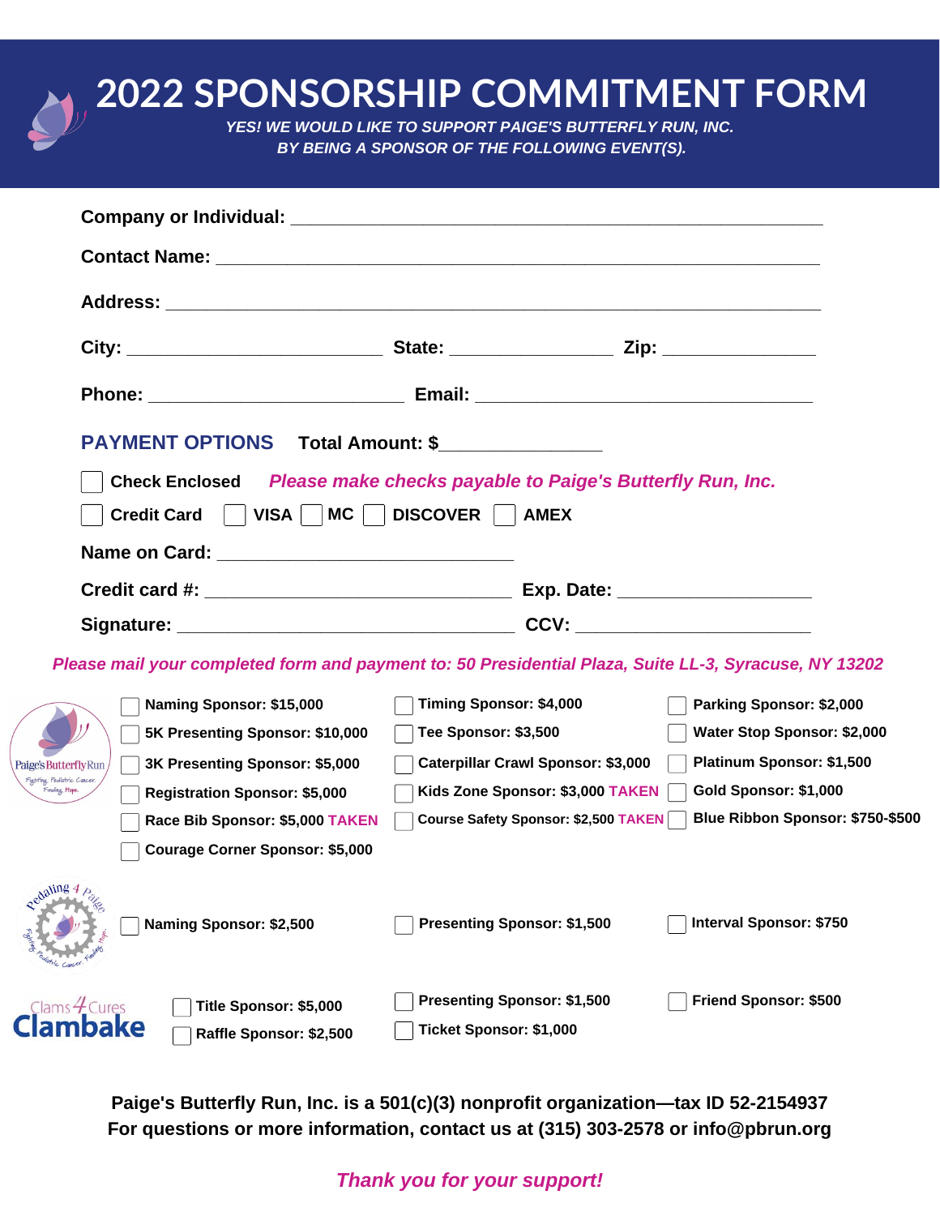# 2022 SPONSORSHIP COMMITMENT FORM

*YES! WE WOULD LIKE TO SUPPORT PAIGE'S BUTTERFLY RUN, INC. BY BEING A SPONSOR OF THE FOLLOWING EVENT(S).*

**Company or Individual:** ______________________________________________

**Contact Name:** ______________________________________________

**Address:** ______________________________________________

**City:** ____________________ **State:** ______________ **Zip:** ______________

**Phone:** ____________________ **Email:** ______________________________

**PAYMENT OPTIONS** **Total Amount: $**______________

☐ **Check Enclosed** ***Please make checks payable to Paige's Butterfly Run, Inc.***

☐ **Credit Card** ☐ **VISA** ☐ **MC** ☐ **DISCOVER** ☐ **AMEX**

**Name on Card:** ________________________

**Credit card #:** ________________________ **Exp. Date:** ________________

**Signature:** ________________________ **CCV:** ________________

***Please mail your completed form and payment to: 50 Presidential Plaza, Suite LL-3, Syracuse, NY 13202***

**Paige's Butterfly Run** — Fighting Pediatric Cancer. Finding Hope.

☐ **Naming Sponsor: $15,000**
☐ **5K Presenting Sponsor: $10,000**
☐ **3K Presenting Sponsor: $5,000**
☐ **Registration Sponsor: $5,000**
☐ **Race Bib Sponsor: $5,000 TAKEN**
☐ **Courage Corner Sponsor: $5,000**
☐ **Timing Sponsor: $4,000**
☐ **Tee Sponsor: $3,500**
☐ **Caterpillar Crawl Sponsor: $3,000**
☐ **Kids Zone Sponsor: $3,000 TAKEN**
☐ **Course Safety Sponsor: $2,500 TAKEN**
☐ **Parking Sponsor: $2,000**
☐ **Water Stop Sponsor: $2,000**
☐ **Platinum Sponsor: $1,500**
☐ **Gold Sponsor: $1,000**
☐ **Blue Ribbon Sponsor: $750-$500**

**Pedaling 4 Paige** — Fighting Pediatric Cancer. Finding Hope.

☐ **Naming Sponsor: $2,500**
☐ **Presenting Sponsor: $1,500**
☐ **Interval Sponsor: $750**

**Clams 4 Cures Clambake**

☐ **Title Sponsor: $5,000**
☐ **Raffle Sponsor: $2,500**
☐ **Presenting Sponsor: $1,500**
☐ **Ticket Sponsor: $1,000**
☐ **Friend Sponsor: $500**

**Paige's Butterfly Run, Inc. is a 501(c)(3) nonprofit organization—tax ID 52-2154937**
**For questions or more information, contact us at (315) 303-2578 or info@pbrun.org**

***Thank you for your support!***